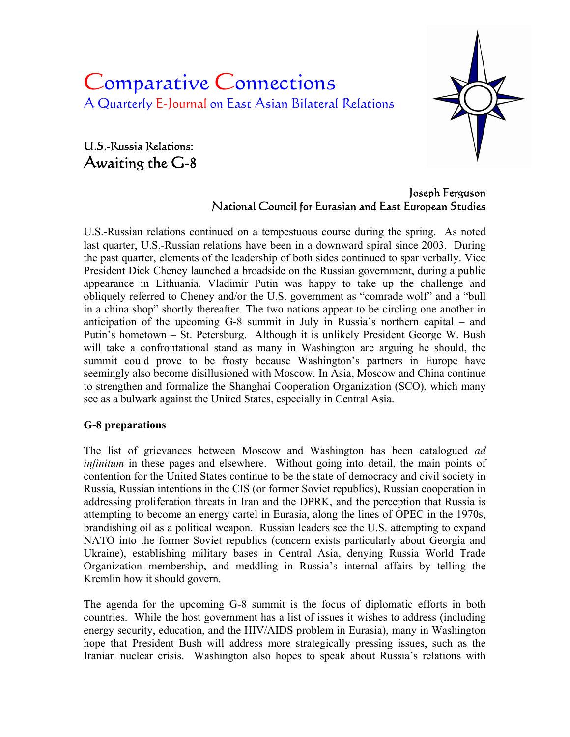# Comparative Connections

## A Quarterly E-Journal on East Asian Bilateral Relations

### U.S.-Russia Relations:
### Awaiting the G-8

Joseph Ferguson
National Council for Eurasian and East European Studies

U.S.-Russian relations continued on a tempestuous course during the spring. As noted last quarter, U.S.-Russian relations have been in a downward spiral since 2003. During the past quarter, elements of the leadership of both sides continued to spar verbally. Vice President Dick Cheney launched a broadside on the Russian government, during a public appearance in Lithuania. Vladimir Putin was happy to take up the challenge and obliquely referred to Cheney and/or the U.S. government as "comrade wolf" and a "bull in a china shop" shortly thereafter. The two nations appear to be circling one another in anticipation of the upcoming G-8 summit in July in Russia's northern capital – and Putin's hometown – St. Petersburg. Although it is unlikely President George W. Bush will take a confrontational stand as many in Washington are arguing he should, the summit could prove to be frosty because Washington's partners in Europe have seemingly also become disillusioned with Moscow. In Asia, Moscow and China continue to strengthen and formalize the Shanghai Cooperation Organization (SCO), which many see as a bulwark against the United States, especially in Central Asia.

**G-8 preparations**

The list of grievances between Moscow and Washington has been catalogued *ad infinitum* in these pages and elsewhere. Without going into detail, the main points of contention for the United States continue to be the state of democracy and civil society in Russia, Russian intentions in the CIS (or former Soviet republics), Russian cooperation in addressing proliferation threats in Iran and the DPRK, and the perception that Russia is attempting to become an energy cartel in Eurasia, along the lines of OPEC in the 1970s, brandishing oil as a political weapon. Russian leaders see the U.S. attempting to expand NATO into the former Soviet republics (concern exists particularly about Georgia and Ukraine), establishing military bases in Central Asia, denying Russia World Trade Organization membership, and meddling in Russia's internal affairs by telling the Kremlin how it should govern.

The agenda for the upcoming G-8 summit is the focus of diplomatic efforts in both countries. While the host government has a list of issues it wishes to address (including energy security, education, and the HIV/AIDS problem in Eurasia), many in Washington hope that President Bush will address more strategically pressing issues, such as the Iranian nuclear crisis. Washington also hopes to speak about Russia's relations with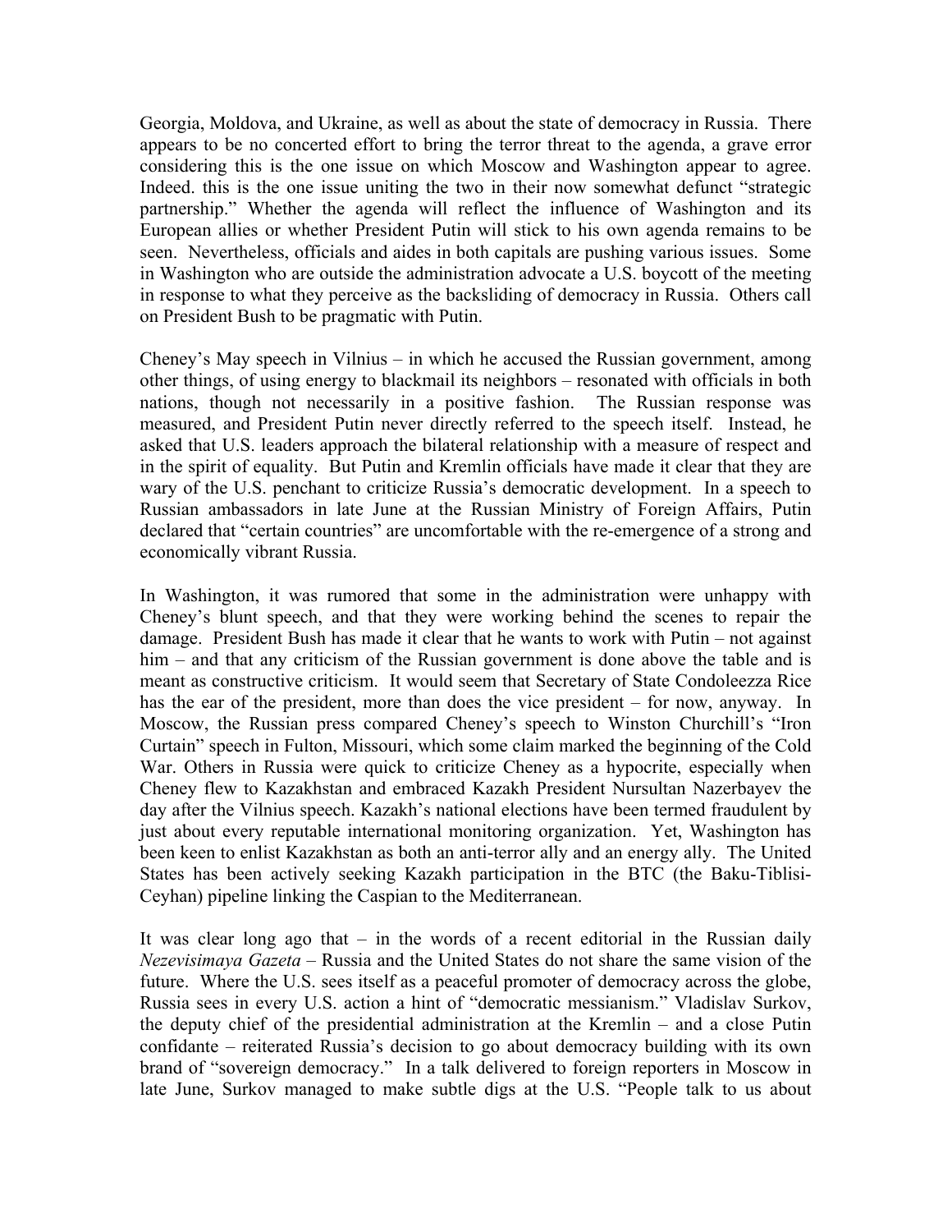Georgia, Moldova, and Ukraine, as well as about the state of democracy in Russia. There appears to be no concerted effort to bring the terror threat to the agenda, a grave error considering this is the one issue on which Moscow and Washington appear to agree. Indeed. this is the one issue uniting the two in their now somewhat defunct "strategic partnership." Whether the agenda will reflect the influence of Washington and its European allies or whether President Putin will stick to his own agenda remains to be seen. Nevertheless, officials and aides in both capitals are pushing various issues. Some in Washington who are outside the administration advocate a U.S. boycott of the meeting in response to what they perceive as the backsliding of democracy in Russia. Others call on President Bush to be pragmatic with Putin.

Cheney's May speech in Vilnius – in which he accused the Russian government, among other things, of using energy to blackmail its neighbors – resonated with officials in both nations, though not necessarily in a positive fashion. The Russian response was measured, and President Putin never directly referred to the speech itself. Instead, he asked that U.S. leaders approach the bilateral relationship with a measure of respect and in the spirit of equality. But Putin and Kremlin officials have made it clear that they are wary of the U.S. penchant to criticize Russia's democratic development. In a speech to Russian ambassadors in late June at the Russian Ministry of Foreign Affairs, Putin declared that "certain countries" are uncomfortable with the re-emergence of a strong and economically vibrant Russia.

In Washington, it was rumored that some in the administration were unhappy with Cheney's blunt speech, and that they were working behind the scenes to repair the damage. President Bush has made it clear that he wants to work with Putin – not against him – and that any criticism of the Russian government is done above the table and is meant as constructive criticism. It would seem that Secretary of State Condoleezza Rice has the ear of the president, more than does the vice president – for now, anyway. In Moscow, the Russian press compared Cheney's speech to Winston Churchill's "Iron Curtain" speech in Fulton, Missouri, which some claim marked the beginning of the Cold War. Others in Russia were quick to criticize Cheney as a hypocrite, especially when Cheney flew to Kazakhstan and embraced Kazakh President Nursultan Nazerbayev the day after the Vilnius speech. Kazakh's national elections have been termed fraudulent by just about every reputable international monitoring organization. Yet, Washington has been keen to enlist Kazakhstan as both an anti-terror ally and an energy ally. The United States has been actively seeking Kazakh participation in the BTC (the Baku-Tiblisi-Ceyhan) pipeline linking the Caspian to the Mediterranean.

It was clear long ago that – in the words of a recent editorial in the Russian daily *Nezevisimaya Gazeta* – Russia and the United States do not share the same vision of the future. Where the U.S. sees itself as a peaceful promoter of democracy across the globe, Russia sees in every U.S. action a hint of "democratic messianism." Vladislav Surkov, the deputy chief of the presidential administration at the Kremlin – and a close Putin confidante – reiterated Russia's decision to go about democracy building with its own brand of "sovereign democracy." In a talk delivered to foreign reporters in Moscow in late June, Surkov managed to make subtle digs at the U.S. "People talk to us about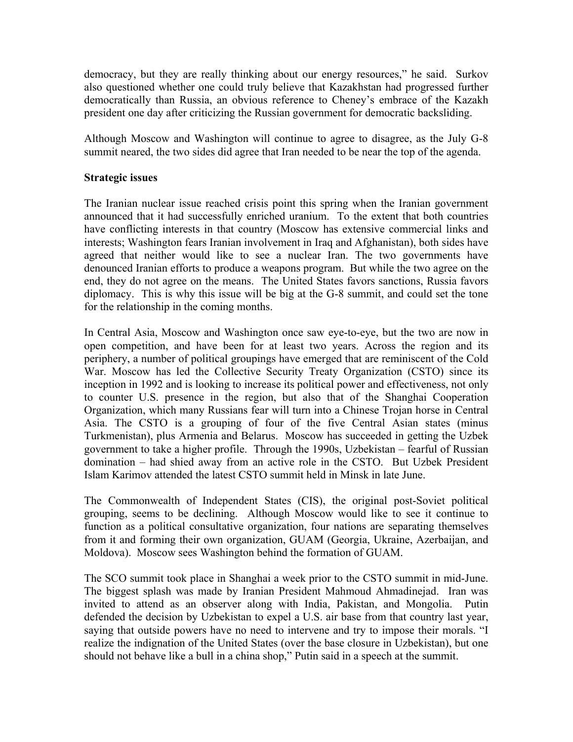democracy, but they are really thinking about our energy resources," he said. Surkov also questioned whether one could truly believe that Kazakhstan had progressed further democratically than Russia, an obvious reference to Cheney's embrace of the Kazakh president one day after criticizing the Russian government for democratic backsliding.

Although Moscow and Washington will continue to agree to disagree, as the July G-8 summit neared, the two sides did agree that Iran needed to be near the top of the agenda.

**Strategic issues**

The Iranian nuclear issue reached crisis point this spring when the Iranian government announced that it had successfully enriched uranium. To the extent that both countries have conflicting interests in that country (Moscow has extensive commercial links and interests; Washington fears Iranian involvement in Iraq and Afghanistan), both sides have agreed that neither would like to see a nuclear Iran. The two governments have denounced Iranian efforts to produce a weapons program. But while the two agree on the end, they do not agree on the means. The United States favors sanctions, Russia favors diplomacy. This is why this issue will be big at the G-8 summit, and could set the tone for the relationship in the coming months.

In Central Asia, Moscow and Washington once saw eye-to-eye, but the two are now in open competition, and have been for at least two years. Across the region and its periphery, a number of political groupings have emerged that are reminiscent of the Cold War. Moscow has led the Collective Security Treaty Organization (CSTO) since its inception in 1992 and is looking to increase its political power and effectiveness, not only to counter U.S. presence in the region, but also that of the Shanghai Cooperation Organization, which many Russians fear will turn into a Chinese Trojan horse in Central Asia. The CSTO is a grouping of four of the five Central Asian states (minus Turkmenistan), plus Armenia and Belarus. Moscow has succeeded in getting the Uzbek government to take a higher profile. Through the 1990s, Uzbekistan – fearful of Russian domination – had shied away from an active role in the CSTO. But Uzbek President Islam Karimov attended the latest CSTO summit held in Minsk in late June.

The Commonwealth of Independent States (CIS), the original post-Soviet political grouping, seems to be declining. Although Moscow would like to see it continue to function as a political consultative organization, four nations are separating themselves from it and forming their own organization, GUAM (Georgia, Ukraine, Azerbaijan, and Moldova). Moscow sees Washington behind the formation of GUAM.

The SCO summit took place in Shanghai a week prior to the CSTO summit in mid-June. The biggest splash was made by Iranian President Mahmoud Ahmadinejad. Iran was invited to attend as an observer along with India, Pakistan, and Mongolia. Putin defended the decision by Uzbekistan to expel a U.S. air base from that country last year, saying that outside powers have no need to intervene and try to impose their morals. "I realize the indignation of the United States (over the base closure in Uzbekistan), but one should not behave like a bull in a china shop," Putin said in a speech at the summit.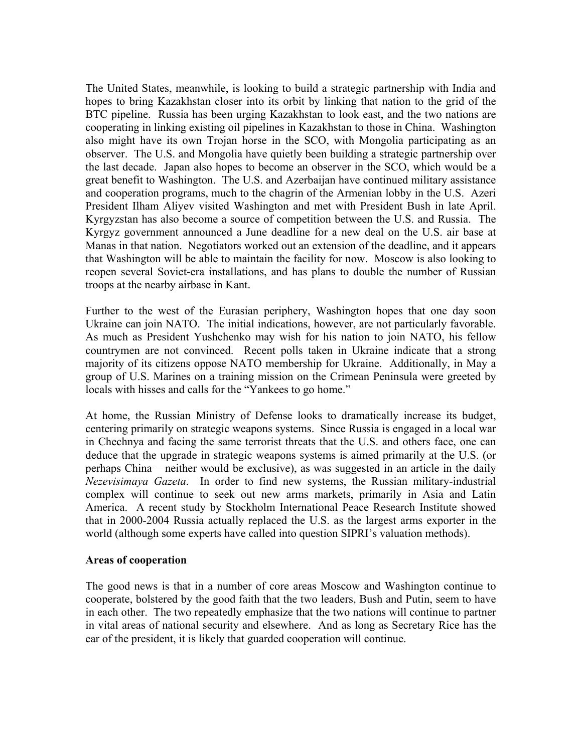The United States, meanwhile, is looking to build a strategic partnership with India and hopes to bring Kazakhstan closer into its orbit by linking that nation to the grid of the BTC pipeline. Russia has been urging Kazakhstan to look east, and the two nations are cooperating in linking existing oil pipelines in Kazakhstan to those in China. Washington also might have its own Trojan horse in the SCO, with Mongolia participating as an observer. The U.S. and Mongolia have quietly been building a strategic partnership over the last decade. Japan also hopes to become an observer in the SCO, which would be a great benefit to Washington. The U.S. and Azerbaijan have continued military assistance and cooperation programs, much to the chagrin of the Armenian lobby in the U.S. Azeri President Ilham Aliyev visited Washington and met with President Bush in late April. Kyrgyzstan has also become a source of competition between the U.S. and Russia. The Kyrgyz government announced a June deadline for a new deal on the U.S. air base at Manas in that nation. Negotiators worked out an extension of the deadline, and it appears that Washington will be able to maintain the facility for now. Moscow is also looking to reopen several Soviet-era installations, and has plans to double the number of Russian troops at the nearby airbase in Kant.

Further to the west of the Eurasian periphery, Washington hopes that one day soon Ukraine can join NATO. The initial indications, however, are not particularly favorable. As much as President Yushchenko may wish for his nation to join NATO, his fellow countrymen are not convinced. Recent polls taken in Ukraine indicate that a strong majority of its citizens oppose NATO membership for Ukraine. Additionally, in May a group of U.S. Marines on a training mission on the Crimean Peninsula were greeted by locals with hisses and calls for the "Yankees to go home."

At home, the Russian Ministry of Defense looks to dramatically increase its budget, centering primarily on strategic weapons systems. Since Russia is engaged in a local war in Chechnya and facing the same terrorist threats that the U.S. and others face, one can deduce that the upgrade in strategic weapons systems is aimed primarily at the U.S. (or perhaps China – neither would be exclusive), as was suggested in an article in the daily *Nezevisimaya Gazeta*. In order to find new systems, the Russian military-industrial complex will continue to seek out new arms markets, primarily in Asia and Latin America. A recent study by Stockholm International Peace Research Institute showed that in 2000-2004 Russia actually replaced the U.S. as the largest arms exporter in the world (although some experts have called into question SIPRI's valuation methods).

**Areas of cooperation**

The good news is that in a number of core areas Moscow and Washington continue to cooperate, bolstered by the good faith that the two leaders, Bush and Putin, seem to have in each other. The two repeatedly emphasize that the two nations will continue to partner in vital areas of national security and elsewhere. And as long as Secretary Rice has the ear of the president, it is likely that guarded cooperation will continue.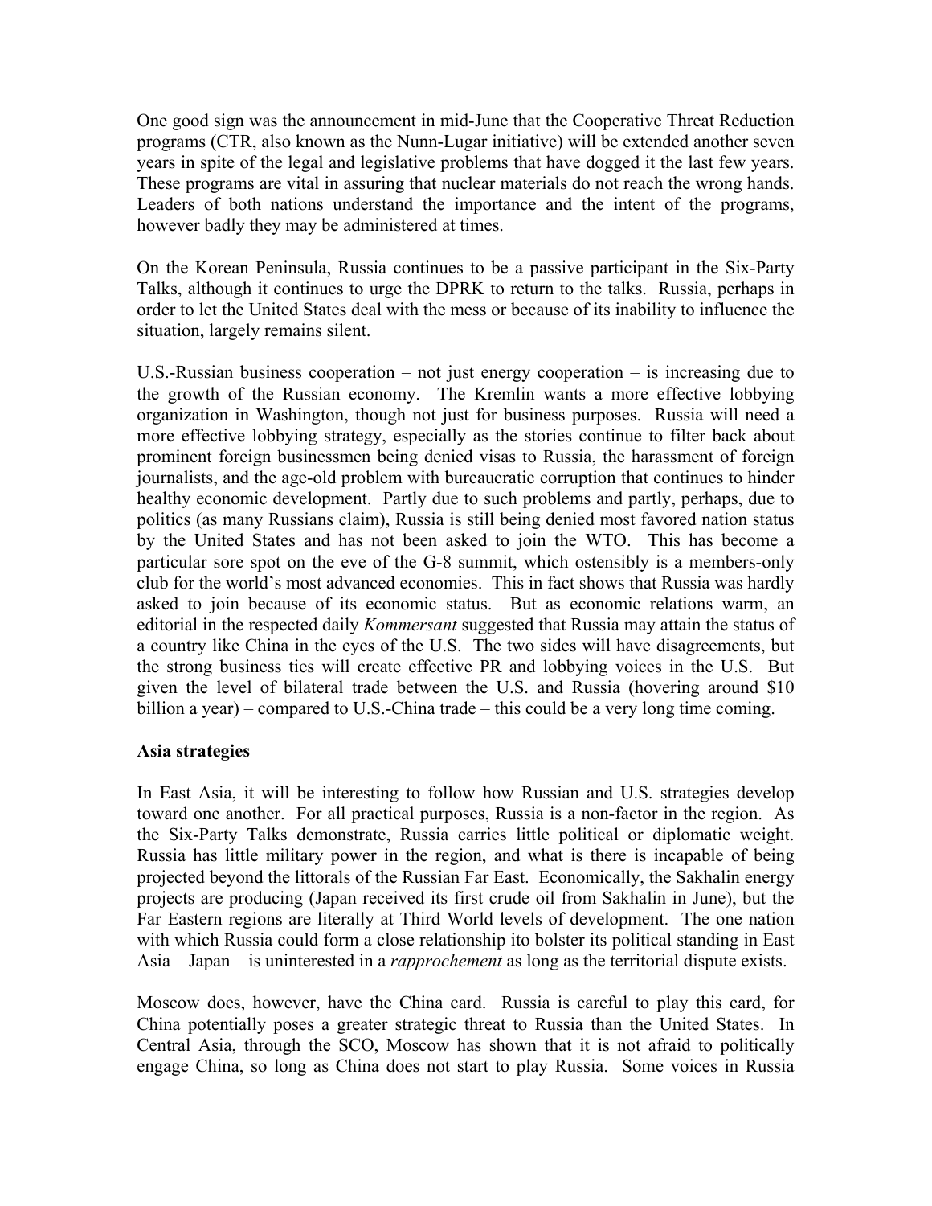One good sign was the announcement in mid-June that the Cooperative Threat Reduction programs (CTR, also known as the Nunn-Lugar initiative) will be extended another seven years in spite of the legal and legislative problems that have dogged it the last few years. These programs are vital in assuring that nuclear materials do not reach the wrong hands. Leaders of both nations understand the importance and the intent of the programs, however badly they may be administered at times.

On the Korean Peninsula, Russia continues to be a passive participant in the Six-Party Talks, although it continues to urge the DPRK to return to the talks. Russia, perhaps in order to let the United States deal with the mess or because of its inability to influence the situation, largely remains silent.

U.S.-Russian business cooperation – not just energy cooperation – is increasing due to the growth of the Russian economy. The Kremlin wants a more effective lobbying organization in Washington, though not just for business purposes. Russia will need a more effective lobbying strategy, especially as the stories continue to filter back about prominent foreign businessmen being denied visas to Russia, the harassment of foreign journalists, and the age-old problem with bureaucratic corruption that continues to hinder healthy economic development. Partly due to such problems and partly, perhaps, due to politics (as many Russians claim), Russia is still being denied most favored nation status by the United States and has not been asked to join the WTO. This has become a particular sore spot on the eve of the G-8 summit, which ostensibly is a members-only club for the world's most advanced economies. This in fact shows that Russia was hardly asked to join because of its economic status. But as economic relations warm, an editorial in the respected daily *Kommersant* suggested that Russia may attain the status of a country like China in the eyes of the U.S. The two sides will have disagreements, but the strong business ties will create effective PR and lobbying voices in the U.S. But given the level of bilateral trade between the U.S. and Russia (hovering around $10 billion a year) – compared to U.S.-China trade – this could be a very long time coming.

**Asia strategies**

In East Asia, it will be interesting to follow how Russian and U.S. strategies develop toward one another. For all practical purposes, Russia is a non-factor in the region. As the Six-Party Talks demonstrate, Russia carries little political or diplomatic weight. Russia has little military power in the region, and what is there is incapable of being projected beyond the littorals of the Russian Far East. Economically, the Sakhalin energy projects are producing (Japan received its first crude oil from Sakhalin in June), but the Far Eastern regions are literally at Third World levels of development. The one nation with which Russia could form a close relationship ito bolster its political standing in East Asia – Japan – is uninterested in a *rapprochement* as long as the territorial dispute exists.

Moscow does, however, have the China card. Russia is careful to play this card, for China potentially poses a greater strategic threat to Russia than the United States. In Central Asia, through the SCO, Moscow has shown that it is not afraid to politically engage China, so long as China does not start to play Russia. Some voices in Russia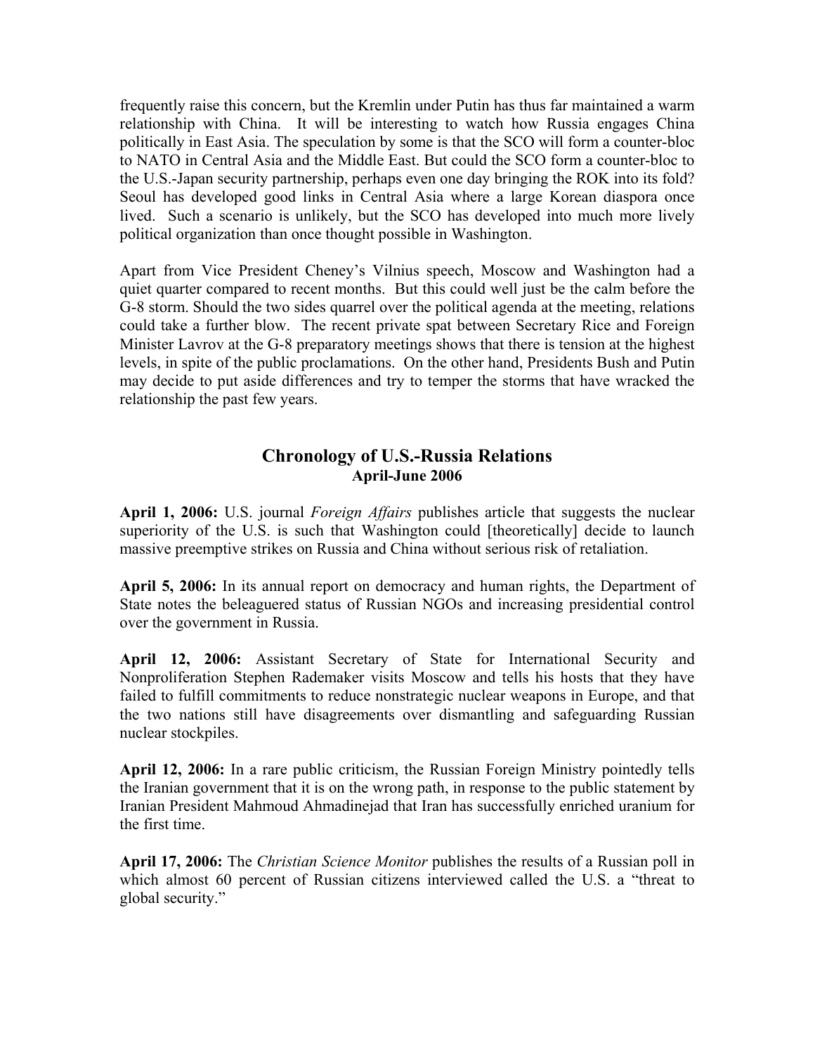frequently raise this concern, but the Kremlin under Putin has thus far maintained a warm relationship with China. It will be interesting to watch how Russia engages China politically in East Asia. The speculation by some is that the SCO will form a counter-bloc to NATO in Central Asia and the Middle East. But could the SCO form a counter-bloc to the U.S.-Japan security partnership, perhaps even one day bringing the ROK into its fold? Seoul has developed good links in Central Asia where a large Korean diaspora once lived. Such a scenario is unlikely, but the SCO has developed into much more lively political organization than once thought possible in Washington.

Apart from Vice President Cheney's Vilnius speech, Moscow and Washington had a quiet quarter compared to recent months. But this could well just be the calm before the G-8 storm. Should the two sides quarrel over the political agenda at the meeting, relations could take a further blow. The recent private spat between Secretary Rice and Foreign Minister Lavrov at the G-8 preparatory meetings shows that there is tension at the highest levels, in spite of the public proclamations. On the other hand, Presidents Bush and Putin may decide to put aside differences and try to temper the storms that have wracked the relationship the past few years.

## Chronology of U.S.-Russia Relations
### April-June 2006

**April 1, 2006:** U.S. journal *Foreign Affairs* publishes article that suggests the nuclear superiority of the U.S. is such that Washington could [theoretically] decide to launch massive preemptive strikes on Russia and China without serious risk of retaliation.

**April 5, 2006:** In its annual report on democracy and human rights, the Department of State notes the beleaguered status of Russian NGOs and increasing presidential control over the government in Russia.

**April 12, 2006:** Assistant Secretary of State for International Security and Nonproliferation Stephen Rademaker visits Moscow and tells his hosts that they have failed to fulfill commitments to reduce nonstrategic nuclear weapons in Europe, and that the two nations still have disagreements over dismantling and safeguarding Russian nuclear stockpiles.

**April 12, 2006:** In a rare public criticism, the Russian Foreign Ministry pointedly tells the Iranian government that it is on the wrong path, in response to the public statement by Iranian President Mahmoud Ahmadinejad that Iran has successfully enriched uranium for the first time.

**April 17, 2006:** The *Christian Science Monitor* publishes the results of a Russian poll in which almost 60 percent of Russian citizens interviewed called the U.S. a "threat to global security."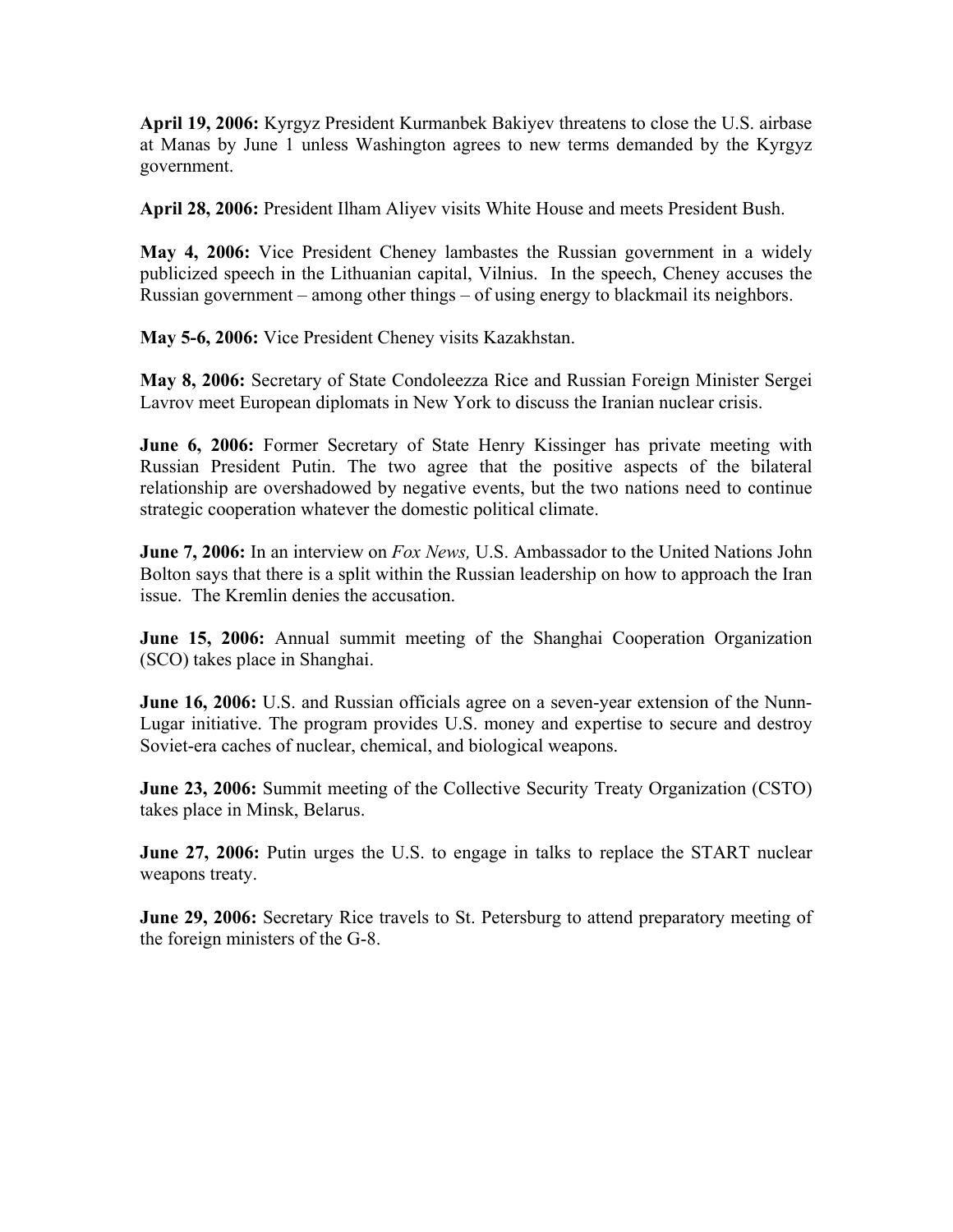**April 19, 2006:** Kyrgyz President Kurmanbek Bakiyev threatens to close the U.S. airbase at Manas by June 1 unless Washington agrees to new terms demanded by the Kyrgyz government.

**April 28, 2006:** President Ilham Aliyev visits White House and meets President Bush.

**May 4, 2006:** Vice President Cheney lambastes the Russian government in a widely publicized speech in the Lithuanian capital, Vilnius. In the speech, Cheney accuses the Russian government – among other things – of using energy to blackmail its neighbors.

**May 5-6, 2006:** Vice President Cheney visits Kazakhstan.

**May 8, 2006:** Secretary of State Condoleezza Rice and Russian Foreign Minister Sergei Lavrov meet European diplomats in New York to discuss the Iranian nuclear crisis.

**June 6, 2006:** Former Secretary of State Henry Kissinger has private meeting with Russian President Putin. The two agree that the positive aspects of the bilateral relationship are overshadowed by negative events, but the two nations need to continue strategic cooperation whatever the domestic political climate.

**June 7, 2006:** In an interview on *Fox News,* U.S. Ambassador to the United Nations John Bolton says that there is a split within the Russian leadership on how to approach the Iran issue. The Kremlin denies the accusation.

**June 15, 2006:** Annual summit meeting of the Shanghai Cooperation Organization (SCO) takes place in Shanghai.

**June 16, 2006:** U.S. and Russian officials agree on a seven-year extension of the Nunn-Lugar initiative. The program provides U.S. money and expertise to secure and destroy Soviet-era caches of nuclear, chemical, and biological weapons.

**June 23, 2006:** Summit meeting of the Collective Security Treaty Organization (CSTO) takes place in Minsk, Belarus.

**June 27, 2006:** Putin urges the U.S. to engage in talks to replace the START nuclear weapons treaty.

**June 29, 2006:** Secretary Rice travels to St. Petersburg to attend preparatory meeting of the foreign ministers of the G-8.